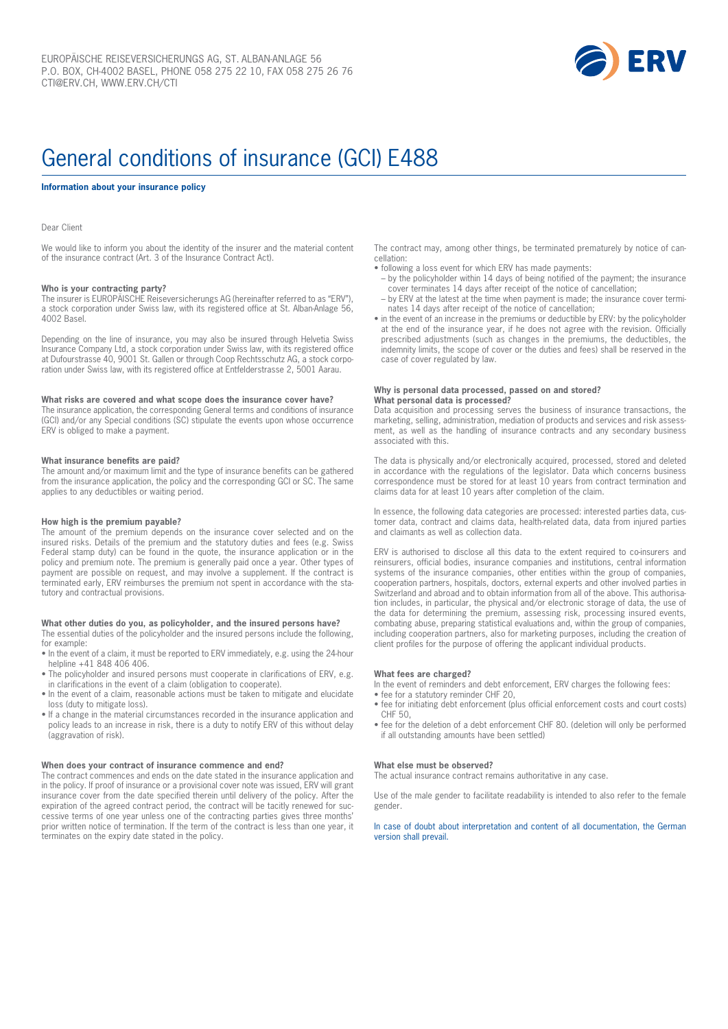EUROPÄISCHE REISEVERSICHERUNGS AG, ST. ALBAN-ANLAGE 56
P.O. BOX, CH-4002 BASEL, PHONE 058 275 22 10, FAX 058 275 26 76
CTI@ERV.CH, WWW.ERV.CH/CTI

# General conditions of insurance (GCI) E488

**Information about your insurance policy**

Dear Client

We would like to inform you about the identity of the insurer and the material content of the insurance contract (Art. 3 of the Insurance Contract Act).

**Who is your contracting party?**
The insurer is EUROPÄISCHE Reiseversicherungs AG (hereinafter referred to as "ERV"), a stock corporation under Swiss law, with its registered office at St. Alban-Anlage 56, 4002 Basel.

Depending on the line of insurance, you may also be insured through Helvetia Swiss Insurance Company Ltd, a stock corporation under Swiss law, with its registered office at Dufourstrasse 40, 9001 St. Gallen or through Coop Rechtsschutz AG, a stock corporation under Swiss law, with its registered office at Entfelderstrasse 2, 5001 Aarau.

**What risks are covered and what scope does the insurance cover have?**
The insurance application, the corresponding General terms and conditions of insurance (GCI) and/or any Special conditions (SC) stipulate the events upon whose occurrence ERV is obliged to make a payment.

**What insurance benefits are paid?**
The amount and/or maximum limit and the type of insurance benefits can be gathered from the insurance application, the policy and the corresponding GCI or SC. The same applies to any deductibles or waiting period.

**How high is the premium payable?**
The amount of the premium depends on the insurance cover selected and on the insured risks. Details of the premium and the statutory duties and fees (e.g. Swiss Federal stamp duty) can be found in the quote, the insurance application or in the policy and premium note. The premium is generally paid once a year. Other types of payment are possible on request, and may involve a supplement. If the contract is terminated early, ERV reimburses the premium not spent in accordance with the statutory and contractual provisions.

**What other duties do you, as policyholder, and the insured persons have?**
The essential duties of the policyholder and the insured persons include the following, for example:

- In the event of a claim, it must be reported to ERV immediately, e.g. using the 24-hour helpline +41 848 406 406.
- The policyholder and insured persons must cooperate in clarifications of ERV, e.g. in clarifications in the event of a claim (obligation to cooperate).
- In the event of a claim, reasonable actions must be taken to mitigate and elucidate loss (duty to mitigate loss).
- If a change in the material circumstances recorded in the insurance application and policy leads to an increase in risk, there is a duty to notify ERV of this without delay (aggravation of risk).

**When does your contract of insurance commence and end?**
The contract commences and ends on the date stated in the insurance application and in the policy. If proof of insurance or a provisional cover note was issued, ERV will grant insurance cover from the date specified therein until delivery of the policy. After the expiration of the agreed contract period, the contract will be tacitly renewed for successive terms of one year unless one of the contracting parties gives three months' prior written notice of termination. If the term of the contract is less than one year, it terminates on the expiry date stated in the policy.

The contract may, among other things, be terminated prematurely by notice of cancellation:

- following a loss event for which ERV has made payments:
  - by the policyholder within 14 days of being notified of the payment; the insurance cover terminates 14 days after receipt of the notice of cancellation;
  - by ERV at the latest at the time when payment is made; the insurance cover terminates 14 days after receipt of the notice of cancellation;
- in the event of an increase in the premiums or deductible by ERV: by the policyholder at the end of the insurance year, if he does not agree with the revision. Officially prescribed adjustments (such as changes in the premiums, the deductibles, the indemnity limits, the scope of cover or the duties and fees) shall be reserved in the case of cover regulated by law.

**Why is personal data processed, passed on and stored?**
**What personal data is processed?**
Data acquisition and processing serves the business of insurance transactions, the marketing, selling, administration, mediation of products and services and risk assessment, as well as the handling of insurance contracts and any secondary business associated with this.

The data is physically and/or electronically acquired, processed, stored and deleted in accordance with the regulations of the legislator. Data which concerns business correspondence must be stored for at least 10 years from contract termination and claims data for at least 10 years after completion of the claim.

In essence, the following data categories are processed: interested parties data, customer data, contract and claims data, health-related data, data from injured parties and claimants as well as collection data.

ERV is authorised to disclose all this data to the extent required to co-insurers and reinsurers, official bodies, insurance companies and institutions, central information systems of the insurance companies, other entities within the group of companies, cooperation partners, hospitals, doctors, external experts and other involved parties in Switzerland and abroad and to obtain information from all of the above. This authorisation includes, in particular, the physical and/or electronic storage of data, the use of the data for determining the premium, assessing risk, processing insured events, combating abuse, preparing statistical evaluations and, within the group of companies, including cooperation partners, also for marketing purposes, including the creation of client profiles for the purpose of offering the applicant individual products.

**What fees are charged?**
In the event of reminders and debt enforcement, ERV charges the following fees:

- fee for a statutory reminder CHF 20,
- fee for initiating debt enforcement (plus official enforcement costs and court costs) CHF 50,
- fee for the deletion of a debt enforcement CHF 80. (deletion will only be performed if all outstanding amounts have been settled)

**What else must be observed?**
The actual insurance contract remains authoritative in any case.

Use of the male gender to facilitate readability is intended to also refer to the female gender.

In case of doubt about interpretation and content of all documentation, the German version shall prevail.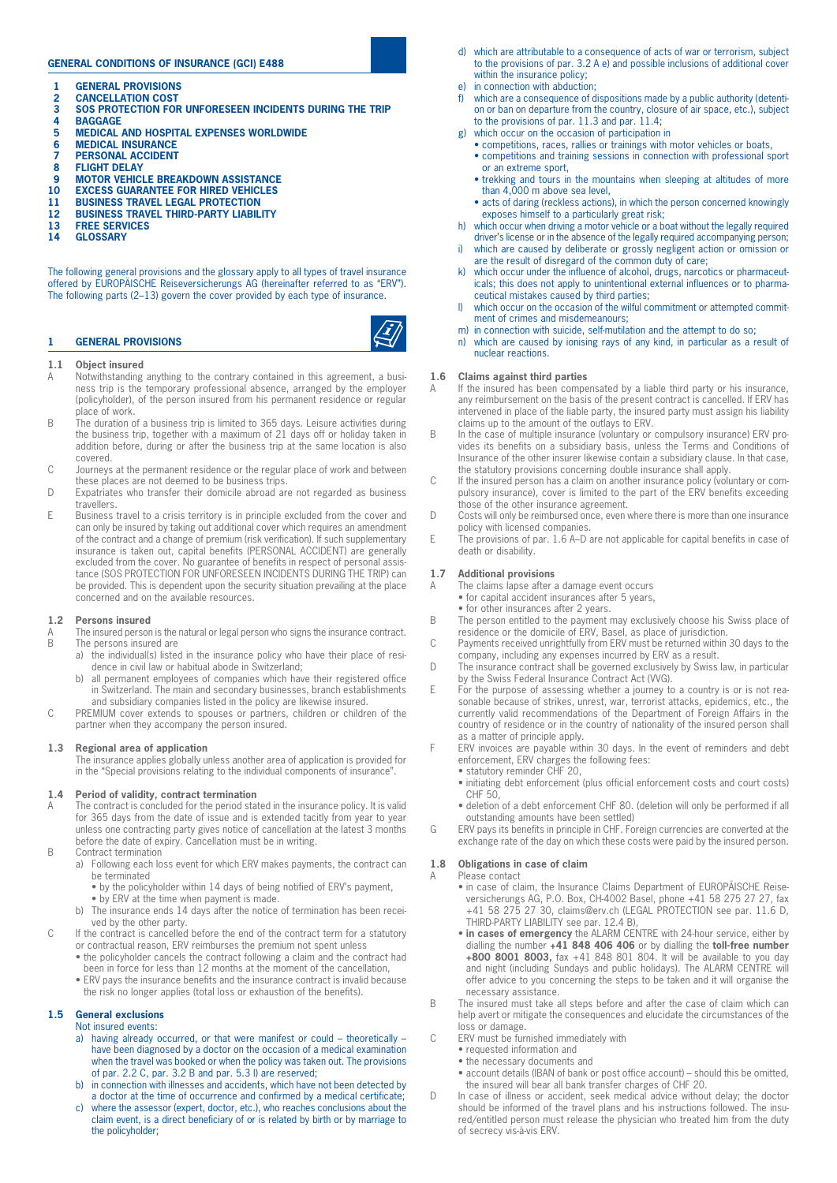## GENERAL CONDITIONS OF INSURANCE (GCI) E488

1. **GENERAL PROVISIONS**
2. **CANCELLATION COST**
3. **SOS PROTECTION FOR UNFORESEEN INCIDENTS DURING THE TRIP**
4. **BAGGAGE**
5. **MEDICAL AND HOSPITAL EXPENSES WORLDWIDE**
6. **MEDICAL INSURANCE**
7. **PERSONAL ACCIDENT**
8. **FLIGHT DELAY**
9. **MOTOR VEHICLE BREAKDOWN ASSISTANCE**
10. **EXCESS GUARANTEE FOR HIRED VEHICLES**
11. **BUSINESS TRAVEL LEGAL PROTECTION**
12. **BUSINESS TRAVEL THIRD-PARTY LIABILITY**
13. **FREE SERVICES**
14. **GLOSSARY**

The following general provisions and the glossary apply to all types of travel insurance offered by EUROPÄISCHE Reiseversicherungs AG (hereinafter referred to as "ERV"). The following parts (2–13) govern the cover provided by each type of insurance.

## 1 GENERAL PROVISIONS

### 1.1 Object insured

A Notwithstanding anything to the contrary contained in this agreement, a business trip is the temporary professional absence, arranged by the employer (policyholder), of the person insured from his permanent residence or regular place of work.

B The duration of a business trip is limited to 365 days. Leisure activities during the business trip, together with a maximum of 21 days off or holiday taken in addition before, during or after the business trip at the same location is also covered.

C Journeys at the permanent residence or the regular place of work and between these places are not deemed to be business trips.

D Expatriates who transfer their domicile abroad are not regarded as business travellers.

E Business travel to a crisis territory is in principle excluded from the cover and can only be insured by taking out additional cover which requires an amendment of the contract and a change of premium (risk verification). If such supplementary insurance is taken out, capital benefits (PERSONAL ACCIDENT) are generally excluded from the cover. No guarantee of benefits in respect of personal assistance (SOS PROTECTION FOR UNFORESEEN INCIDENTS DURING THE TRIP) can be provided. This is dependent upon the security situation prevailing at the place concerned and on the available resources.

### 1.2 Persons insured

A The insured person is the natural or legal person who signs the insurance contract.

B The persons insured are
- a) the individual(s) listed in the insurance policy who have their place of residence or domicile in civil law or habitual abode in Switzerland;
- b) all permanent employees of companies which have their registered office in Switzerland. The main and secondary businesses, branch establishments and subsidiary companies listed in the policy are likewise insured.

C PREMIUM cover extends to spouses or partners, children or children of the partner when they accompany the person insured.

### 1.3 Regional area of application

The insurance applies globally unless another area of application is provided for in the "Special provisions relating to the individual components of insurance".

### 1.4 Period of validity, contract termination

A The contract is concluded for the period stated in the insurance policy. It is valid for 365 days from the date of issue and is extended tacitly from year to year unless one contracting party gives notice of cancellation at the latest 3 months before the date of expiry. Cancellation must be in writing.

B Contract termination
- a) Following each loss event for which ERV makes payments, the contract can be terminated
  - by the policyholder within 14 days of being notified of ERV's payment,
  - by ERV at the time when payment is made.
- b) The insurance ends 14 days after the notice of termination has been received by the other party.

C If the contract is cancelled before the end of the contract term for a statutory or contractual reason, ERV reimburses the premium not spent unless
- the policyholder cancels the contract following a claim and the contract had been in force for less than 12 months at the moment of the cancellation,
- ERV pays the insurance benefits and the insurance contract is invalid because the risk no longer applies (total loss or exhaustion of the benefits).

### 1.5 General exclusions

Not insured events:
- a) having already occurred, or that were manifest or could – theoretically – have been diagnosed by a doctor on the occasion of a medical examination when the travel was booked or when the policy was taken out. The provisions of par. 2.2 C, par. 3.2 B and par. 5.3 I) are reserved;
- b) in connection with illnesses and accidents, which have not been detected by a doctor at the time of occurrence and confirmed by a medical certificate;
- c) where the assessor (expert, doctor, etc.), who reaches conclusions about the claim event, is a direct beneficiary of or is related by birth or by marriage to the policyholder;
- d) which are attributable to a consequence of acts of war or terrorism, subject to the provisions of par. 3.2 A e) and possible inclusions of additional cover within the insurance policy;
- e) in connection with abduction;
- f) which are a consequence of dispositions made by a public authority (detention or ban on departure from the country, closure of air space, etc.), subject to the provisions of par. 11.3 and par. 11.4;
- g) which occur on the occasion of participation in
  - competitions, races, rallies or trainings with motor vehicles or boats,
  - competitions and training sessions in connection with professional sport or an extreme sport,
  - trekking and tours in the mountains when sleeping at altitudes of more than 4,000 m above sea level,
  - acts of daring (reckless actions), in which the person concerned knowingly exposes himself to a particularly great risk;
- h) which occur when driving a motor vehicle or a boat without the legally required driver's license or in the absence of the legally required accompanying person;
- i) which are caused by deliberate or grossly negligent action or omission or are the result of disregard of the common duty of care;
- k) which occur under the influence of alcohol, drugs, narcotics or pharmaceuticals; this does not apply to unintentional external influences or to pharmaceutical mistakes caused by third parties;
- l) which occur on the occasion of the wilful commitment or attempted commitment of crimes and misdemeanours;
- m) in connection with suicide, self-mutilation and the attempt to do so;
- n) which are caused by ionising rays of any kind, in particular as a result of nuclear reactions.

### 1.6 Claims against third parties

A If the insured has been compensated by a liable third party or his insurance, any reimbursement on the basis of the present contract is cancelled. If ERV has intervened in place of the liable party, the insured party must assign his liability claims up to the amount of the outlays to ERV.

B In the case of multiple insurance (voluntary or compulsory insurance) ERV provides its benefits on a subsidiary basis, unless the Terms and Conditions of Insurance of the other insurer likewise contain a subsidiary clause. In that case, the statutory provisions concerning double insurance shall apply.

C If the insured person has a claim on another insurance policy (voluntary or compulsory insurance), cover is limited to the part of the ERV benefits exceeding those of the other insurance agreement.

D Costs will only be reimbursed once, even where there is more than one insurance policy with licensed companies.

E The provisions of par. 1.6 A–D are not applicable for capital benefits in case of death or disability.

### 1.7 Additional provisions

A The claims lapse after a damage event occurs
- for capital accident insurances after 5 years,
- for other insurances after 2 years.

B The person entitled to the payment may exclusively choose his Swiss place of residence or the domicile of ERV, Basel, as place of jurisdiction.

C Payments received unrightfully from ERV must be returned within 30 days to the company, including any expenses incurred by ERV as a result.

D The insurance contract shall be governed exclusively by Swiss law, in particular by the Swiss Federal Insurance Contract Act (VVG).

E For the purpose of assessing whether a journey to a country is or is not reasonable because of strikes, unrest, war, terrorist attacks, epidemics, etc., the currently valid recommendations of the Department of Foreign Affairs in the country of residence or in the country of nationality of the insured person shall as a matter of principle apply.

F ERV invoices are payable within 30 days. In the event of reminders and debt enforcement, ERV charges the following fees:
- statutory reminder CHF 20,
- initiating debt enforcement (plus official enforcement costs and court costs) CHF 50,
- deletion of a debt enforcement CHF 80. (deletion will only be performed if all outstanding amounts have been settled)

G ERV pays its benefits in principle in CHF. Foreign currencies are converted at the exchange rate of the day on which these costs were paid by the insured person.

### 1.8 Obligations in case of claim

A Please contact
- in case of claim, the Insurance Claims Department of EUROPÄISCHE Reiseversicherungs AG, P.O. Box, CH-4002 Basel, phone +41 58 275 27 27, fax +41 58 275 27 30, claims@erv.ch (LEGAL PROTECTION see par. 11.6 D, THIRD-PARTY LIABILITY see par. 12.4 B),
- **in cases of emergency** the ALARM CENTRE with 24-hour service, either by dialling the number **+41 848 406 406** or by dialling the **toll-free number +800 8001 8003,** fax +41 848 801 804. It will be available to you day and night (including Sundays and public holidays). The ALARM CENTRE will offer advice to you concerning the steps to be taken and it will organise the necessary assistance.

B The insured must take all steps before and after the case of claim which can help avert or mitigate the consequences and elucidate the circumstances of the loss or damage.

C ERV must be furnished immediately with
- requested information and
- the necessary documents and
- account details (IBAN of bank or post office account) – should this be omitted, the insured will bear all bank transfer charges of CHF 20.

D In case of illness or accident, seek medical advice without delay; the doctor should be informed of the travel plans and his instructions followed. The insured/entitled person must release the physician who treated him from the duty of secrecy vis-à-vis ERV.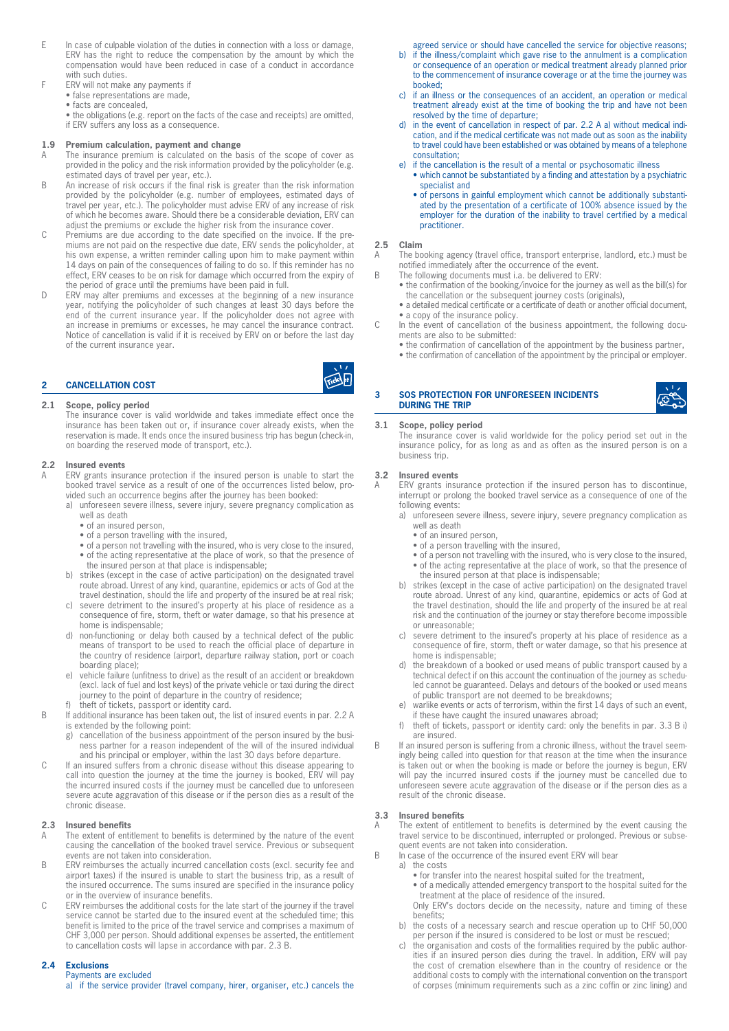E In case of culpable violation of the duties in connection with a loss or damage, ERV has the right to reduce the compensation by the amount by which the compensation would have been reduced in case of a conduct in accordance with such duties.

F ERV will not make any payments if
- false representations are made,
- facts are concealed,
- the obligations (e.g. report on the facts of the case and receipts) are omitted,

if ERV suffers any loss as a consequence.

### 1.9 Premium calculation, payment and change

A The insurance premium is calculated on the basis of the scope of cover as provided in the policy and the risk information provided by the policyholder (e.g. estimated days of travel per year, etc.).

B An increase of risk occurs if the final risk is greater than the risk information provided by the policyholder (e.g. number of employees, estimated days of travel per year, etc.). The policyholder must advise ERV of any increase of risk of which he becomes aware. Should there be a considerable deviation, ERV can adjust the premiums or exclude the higher risk from the insurance cover.

C Premiums are due according to the date specified on the invoice. If the premiums are not paid on the respective due date, ERV sends the policyholder, at his own expense, a written reminder calling upon him to make payment within 14 days on pain of the consequences of failing to do so. If this reminder has no effect, ERV ceases to be on risk for damage which occurred from the expiry of the period of grace until the premiums have been paid in full.

D ERV may alter premiums and excesses at the beginning of a new insurance year, notifying the policyholder of such changes at least 30 days before the end of the current insurance year. If the policyholder does not agree with an increase in premiums or excesses, he may cancel the insurance contract. Notice of cancellation is valid if it is received by ERV on or before the last day of the current insurance year.

## 2 CANCELLATION COST

### 2.1 Scope, policy period

The insurance cover is valid worldwide and takes immediate effect once the insurance has been taken out or, if insurance cover already exists, when the reservation is made. It ends once the insured business trip has begun (check-in, on boarding the reserved mode of transport, etc.).

### 2.2 Insured events

A ERV grants insurance protection if the insured person is unable to start the booked travel service as a result of one of the occurrences listed below, provided such an occurrence begins after the journey has been booked:

a) unforeseen severe illness, severe injury, severe pregnancy complication as well as death
- of an insured person,
- of a person travelling with the insured,
- of a person not travelling with the insured, who is very close to the insured,
- of the acting representative at the place of work, so that the presence of the insured person at that place is indispensable;

b) strikes (except in the case of active participation) on the designated travel route abroad. Unrest of any kind, quarantine, epidemics or acts of God at the travel destination, should the life and property of the insured be at real risk;

c) severe detriment to the insured's property at his place of residence as a consequence of fire, storm, theft or water damage, so that his presence at home is indispensable;

d) non-functioning or delay both caused by a technical defect of the public means of transport to be used to reach the official place of departure in the country of residence (airport, departure railway station, port or coach boarding place);

e) vehicle failure (unfitness to drive) as the result of an accident or breakdown (excl. lack of fuel and lost keys) of the private vehicle or taxi during the direct journey to the point of departure in the country of residence;

f) theft of tickets, passport or identity card.

B If additional insurance has been taken out, the list of insured events in par. 2.2 A is extended by the following point:

g) cancellation of the business appointment of the person insured by the business partner for a reason independent of the will of the insured individual and his principal or employer, within the last 30 days before departure.

C If an insured suffers from a chronic disease without this disease appearing to call into question the journey at the time the journey is booked, ERV will pay the incurred insured costs if the journey must be cancelled due to unforeseen severe acute aggravation of this disease or if the person dies as a result of the chronic disease.

### 2.3 Insured benefits

A The extent of entitlement to benefits is determined by the nature of the event causing the cancellation of the booked travel service. Previous or subsequent events are not taken into consideration.

B ERV reimburses the actually incurred cancellation costs (excl. security fee and airport taxes) if the insured is unable to start the business trip, as a result of the insured occurrence. The sums insured are specified in the insurance policy or in the overview of insurance benefits.

C ERV reimburses the additional costs for the late start of the journey if the travel service cannot be started due to the insured event at the scheduled time; this benefit is limited to the price of the travel service and comprises a maximum of CHF 3,000 per person. Should additional expenses be asserted, the entitlement to cancellation costs will lapse in accordance with par. 2.3 B.

### 2.4 Exclusions

Payments are excluded

a) if the service provider (travel company, hirer, organiser, etc.) cancels the agreed service or should have cancelled the service for objective reasons;

b) if the illness/complaint which gave rise to the annulment is a complication or consequence of an operation or medical treatment already planned prior to the commencement of insurance coverage or at the time the journey was booked;

c) if an illness or the consequences of an accident, an operation or medical treatment already exist at the time of booking the trip and have not been resolved by the time of departure;

d) in the event of cancellation in respect of par. 2.2 A a) without medical indication, and if the medical certificate was not made out as soon as the inability to travel could have been established or was obtained by means of a telephone consultation;

e) if the cancellation is the result of a mental or psychosomatic illness
- which cannot be substantiated by a finding and attestation by a psychiatric specialist and
- of persons in gainful employment which cannot be additionally substantiated by the presentation of a certificate of 100% absence issued by the employer for the duration of the inability to travel certified by a medical practitioner.

### 2.5 Claim

A The booking agency (travel office, transport enterprise, landlord, etc.) must be notified immediately after the occurrence of the event.

B The following documents must i.a. be delivered to ERV:
- the confirmation of the booking/invoice for the journey as well as the bill(s) for the cancellation or the subsequent journey costs (originals),
- a detailed medical certificate or a certificate of death or another official document,
- a copy of the insurance policy.

C In the event of cancellation of the business appointment, the following documents are also to be submitted:
- the confirmation of cancellation of the appointment by the business partner,
- the confirmation of cancellation of the appointment by the principal or employer.

## 3 SOS PROTECTION FOR UNFORESEEN INCIDENTS DURING THE TRIP

### 3.1 Scope, policy period

The insurance cover is valid worldwide for the policy period set out in the insurance policy, for as long as and as often as the insured person is on a business trip.

### 3.2 Insured events

A ERV grants insurance protection if the insured person has to discontinue, interrupt or prolong the booked travel service as a consequence of one of the following events:

a) unforeseen severe illness, severe injury, severe pregnancy complication as well as death
- of an insured person,
- of a person travelling with the insured,
- of a person not travelling with the insured, who is very close to the insured,
- of the acting representative at the place of work, so that the presence of the insured person at that place is indispensable;

b) strikes (except in the case of active participation) on the designated travel route abroad. Unrest of any kind, quarantine, epidemics or acts of God at the travel destination, should the life and property of the insured be at real risk and the continuation of the journey or stay therefore become impossible or unreasonable;

c) severe detriment to the insured's property at his place of residence as a consequence of fire, storm, theft or water damage, so that his presence at home is indispensable;

d) the breakdown of a booked or used means of public transport caused by a technical defect if on this account the continuation of the journey as scheduled cannot be guaranteed. Delays and detours of the booked or used means of public transport are not deemed to be breakdowns;

e) warlike events or acts of terrorism, within the first 14 days of such an event, if these have caught the insured unawares abroad;

f) theft of tickets, passport or identity card: only the benefits in par. 3.3 B i) are insured.

B If an insured person is suffering from a chronic illness, without the travel seemingly being called into question for that reason at the time when the insurance is taken out or when the booking is made or before the journey is begun, ERV will pay the incurred insured costs if the journey must be cancelled due to unforeseen severe acute aggravation of the disease or if the person dies as a result of the chronic disease.

### 3.3 Insured benefits

A The extent of entitlement to benefits is determined by the event causing the travel service to be discontinued, interrupted or prolonged. Previous or subsequent events are not taken into consideration.

B In case of the occurrence of the insured event ERV will bear

a) the costs
- for transfer into the nearest hospital suited for the treatment,
- of a medically attended emergency transport to the hospital suited for the treatment at the place of residence of the insured.

Only ERV's doctors decide on the necessity, nature and timing of these benefits;

b) the costs of a necessary search and rescue operation up to CHF 50,000 per person if the insured is considered to be lost or must be rescued;

c) the organisation and costs of the formalities required by the public authorities if an insured person dies during the travel. In addition, ERV will pay the cost of cremation elsewhere than in the country of residence or the additional costs to comply with the international convention on the transport of corpses (minimum requirements such as a zinc coffin or zinc lining) and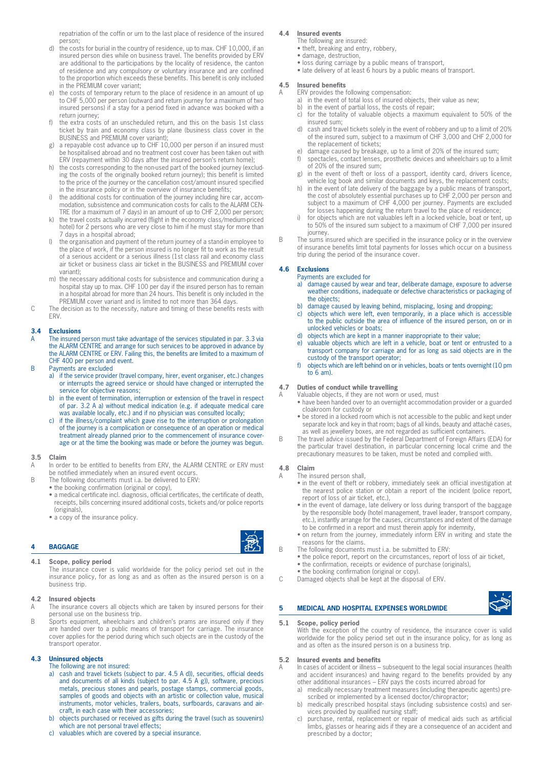repatriation of the coffin or urn to the last place of residence of the insured person;

d) the costs for burial in the country of residence, up to max. CHF 10,000, if an insured person dies while on business travel. The benefits provided by ERV are additional to the participations by the locality of residence, the canton of residence and any compulsory or voluntary insurance and are confined to the proportion which exceeds these benefits. This benefit is only included in the PREMIUM cover variant;
e) the costs of temporary return to the place of residence in an amount of up to CHF 5,000 per person (outward and return journey for a maximum of two insured persons) if a stay for a period fixed in advance was booked with a return journey;
f) the extra costs of an unscheduled return, and this on the basis 1st class ticket by train and economy class by plane (business class cover in the BUSINESS and PREMIUM cover variant);
g) a repayable cost advance up to CHF 10,000 per person if an insured must be hospitalised abroad and no treatment cost cover has been taken out with ERV (repayment within 30 days after the insured person's return home);
h) the costs corresponding to the non-used part of the booked journey (excluding the costs of the originally booked return journey); this benefit is limited to the price of the journey or the cancellation cost/amount insured specified in the insurance policy or in the overview of insurance benefits;
i) the additional costs for continuation of the journey including hire car, accommodation, subsistence and communication costs for calls to the ALARM CENTRE (for a maximum of 7 days) in an amount of up to CHF 2,000 per person;
k) the travel costs actually incurred (flight in the economy class/medium-priced hotel) for 2 persons who are very close to him if he must stay for more than 7 days in a hospital abroad;
l) the organisation and payment of the return journey of a stand-in employee to the place of work, if the person insured is no longer fit to work as the result of a serious accident or a serious illness (1st class rail and economy class air ticket or business class air ticket in the BUSINESS and PREMIUM cover variant);
m) the necessary additional costs for subsistence and communication during a hospital stay up to max. CHF 100 per day if the insured person has to remain in a hospital abroad for more than 24 hours. This benefit is only included in the PREMIUM cover variant and is limited to not more than 364 days.

C The decision as to the necessity, nature and timing of these benefits rests with ERV.

### 3.4 Exclusions

A The insured person must take advantage of the services stipulated in par. 3.3 via the ALARM CENTRE and arrange for such services to be approved in advance by the ALARM CENTRE or ERV. Failing this, the benefits are limited to a maximum of CHF 400 per person and event.

B Payments are excluded
a) if the service provider (travel company, hirer, event organiser, etc.) changes or interrupts the agreed service or should have changed or interrupted the service for objective reasons;
b) in the event of termination, interruption or extension of the travel in respect of par. 3.2 A a) without medical indication (e.g. if adequate medical care was available locally, etc.) and if no physician was consulted locally;
c) if the illness/complaint which gave rise to the interruption or prolongation of the journey is a complication or consequence of an operation or medical treatment already planned prior to the commencement of insurance coverage or at the time the booking was made or before the journey was begun.

### 3.5 Claim

A In order to be entitled to benefits from ERV, the ALARM CENTRE or ERV must be notified immediately when an insured event occurs.

B The following documents must i.a. be delivered to ERV:
- the booking confirmation (original or copy),
- a medical certificate incl. diagnosis, official certificates, the certificate of death, receipts, bills concerning insured additional costs, tickets and/or police reports (originals),
- a copy of the insurance policy.

## 4 BAGGAGE

### 4.1 Scope, policy period

The insurance cover is valid worldwide for the policy period set out in the insurance policy, for as long as and as often as the insured person is on a business trip.

### 4.2 Insured objects

A The insurance covers all objects which are taken by insured persons for their personal use on the business trip.

B Sports equipment, wheelchairs and children's prams are insured only if they are handed over to a public means of transport for carriage. The insurance cover applies for the period during which such objects are in the custody of the transport operator.

### 4.3 Uninsured objects

The following are not insured:
a) cash and travel tickets (subject to par. 4.5 A d)), securities, official deeds and documents of all kinds (subject to par. 4.5 A g)), software, precious metals, precious stones and pearls, postage stamps, commercial goods, samples of goods and objects with an artistic or collection value, musical instruments, motor vehicles, trailers, boats, surfboards, caravans and aircraft, in each case with their accessories;
b) objects purchased or received as gifts during the travel (such as souvenirs) which are not personal travel effects;
c) valuables which are covered by a special insurance.

### 4.4 Insured events

The following are insured:
- theft, breaking and entry, robbery,
- damage, destruction,
- loss during carriage by a public means of transport,
- late delivery of at least 6 hours by a public means of transport.

### 4.5 Insured benefits

A ERV provides the following compensation:
a) in the event of total loss of insured objects, their value as new;
b) in the event of partial loss, the costs of repair;
c) for the totality of valuable objects a maximum equivalent to 50% of the insured sum;
d) cash and travel tickets solely in the event of robbery and up to a limit of 20% of the insured sum, subject to a maximum of CHF 3,000 and CHF 2,000 for the replacement of tickets;
e) damage caused by breakage, up to a limit of 20% of the insured sum;
f) spectacles, contact lenses, prosthetic devices and wheelchairs up to a limit of 20% of the insured sum;
g) in the event of theft or loss of a passport, identity card, drivers licence, vehicle log book and similar documents and keys, the replacement costs;
h) in the event of late delivery of the baggage by a public means of transport, the cost of absolutely essential purchases up to CHF 2,000 per person and subject to a maximum of CHF 4,000 per journey. Payments are excluded for losses happening during the return travel to the place of residence;
i) for objects which are not valuables left in a locked vehicle, boat or tent, up to 50% of the insured sum subject to a maximum of CHF 7,000 per insured journey.

B The sums insured which are specified in the insurance policy or in the overview of insurance benefits limit total payments for losses which occur on a business trip during the period of the insurance cover.

### 4.6 Exclusions

Payments are excluded for
a) damage caused by wear and tear, deliberate damage, exposure to adverse weather conditions, inadequate or defective characteristics or packaging of the objects;
b) damage caused by leaving behind, misplacing, losing and dropping;
c) objects which were left, even temporarily, in a place which is accessible to the public outside the area of influence of the insured person, on or in unlocked vehicles or boats;
d) objects which are kept in a manner inappropriate to their value;
e) valuable objects which are left in a vehicle, boat or tent or entrusted to a transport company for carriage and for as long as said objects are in the custody of the transport operator;
f) objects which are left behind on or in vehicles, boats or tents overnight (10 pm to 6 am).

### 4.7 Duties of conduct while travelling

A Valuable objects, if they are not worn or used, must
- have been handed over to an overnight accommodation provider or a guarded cloakroom for custody or
- be stored in a locked room which is not accessible to the public and kept under separate lock and key in that room; bags of all kinds, beauty and attaché cases, as well as jewellery boxes, are not regarded as sufficient containers.

B The travel advice issued by the Federal Department of Foreign Affairs (EDA) for the particular travel destination, in particular concerning local crime and the precautionary measures to be taken, must be noted and complied with.

### 4.8 Claim

A The insured person shall,
- in the event of theft or robbery, immediately seek an official investigation at the nearest police station or obtain a report of the incident (police report, report of loss of air ticket, etc.),
- in the event of damage, late delivery or loss during transport of the baggage by the responsible body (hotel management, travel leader, transport company, etc.), instantly arrange for the causes, circumstances and extent of the damage to be confirmed in a report and must therein apply for indemnity,
- on return from the journey, immediately inform ERV in writing and state the reasons for the claims.

B The following documents must i.a. be submitted to ERV:
- the police report, report on the circumstances, report of loss of air ticket,
- the confirmation, receipts or evidence of purchase (originals),
- the booking confirmation (original or copy).

C Damaged objects shall be kept at the disposal of ERV.

## 5 MEDICAL AND HOSPITAL EXPENSES WORLDWIDE

### 5.1 Scope, policy period

With the exception of the country of residence, the insurance cover is valid worldwide for the policy period set out in the insurance policy, for as long as and as often as the insured person is on a business trip.

### 5.2 Insured events and benefits

A In cases of accident or illness – subsequent to the legal social insurances (health and accident insurances) and having regard to the benefits provided by any other additional insurances – ERV pays the costs incurred abroad for
a) medically necessary treatment measures (including therapeutic agents) prescribed or implemented by a licensed doctor/chiropractor;
b) medically prescribed hospital stays (including subsistence costs) and services provided by qualified nursing staff;
c) purchase, rental, replacement or repair of medical aids such as artificial limbs, glasses or hearing aids if they are a consequence of an accident and prescribed by a doctor;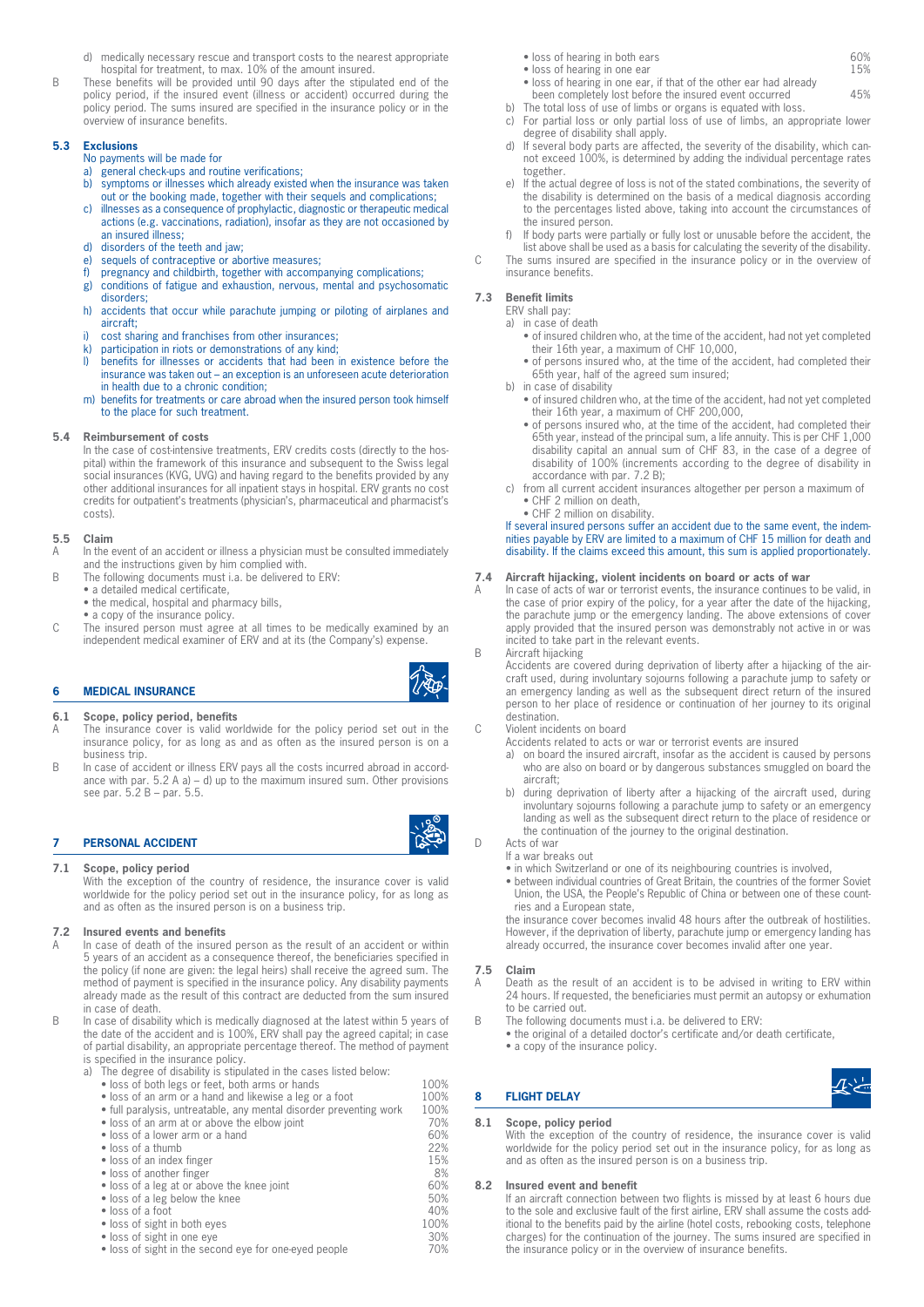d) medically necessary rescue and transport costs to the nearest appropriate hospital for treatment, to max. 10% of the amount insured.

B These benefits will be provided until 90 days after the stipulated end of the policy period, if the insured event (illness or accident) occurred during the policy period. The sums insured are specified in the insurance policy or in the overview of insurance benefits.

### 5.3 Exclusions

No payments will be made for

a) general check-ups and routine verifications;
b) symptoms or illnesses which already existed when the insurance was taken out or the booking made, together with their sequels and complications;
c) illnesses as a consequence of prophylactic, diagnostic or therapeutic medical actions (e.g. vaccinations, radiation), insofar as they are not occasioned by an insured illness;
d) disorders of the teeth and jaw;
e) sequels of contraceptive or abortive measures;
f) pregnancy and childbirth, together with accompanying complications;
g) conditions of fatigue and exhaustion, nervous, mental and psychosomatic disorders;
h) accidents that occur while parachute jumping or piloting of airplanes and aircraft;
i) cost sharing and franchises from other insurances;
k) participation in riots or demonstrations of any kind;
l) benefits for illnesses or accidents that had been in existence before the insurance was taken out – an exception is an unforeseen acute deterioration in health due to a chronic condition;
m) benefits for treatments or care abroad when the insured person took himself to the place for such treatment.

### 5.4 Reimbursement of costs

In the case of cost-intensive treatments, ERV credits costs (directly to the hospital) within the framework of this insurance and subsequent to the Swiss legal social insurances (KVG, UVG) and having regard to the benefits provided by any other additional insurances for all inpatient stays in hospital. ERV grants no cost credits for outpatient's treatments (physician's, pharmaceutical and pharmacist's costs).

### 5.5 Claim

A In the event of an accident or illness a physician must be consulted immediately and the instructions given by him complied with.

B The following documents must i.a. be delivered to ERV:
- a detailed medical certificate,
- the medical, hospital and pharmacy bills,
- a copy of the insurance policy.

C The insured person must agree at all times to be medically examined by an independent medical examiner of ERV and at its (the Company's) expense.

## 6 MEDICAL INSURANCE

### 6.1 Scope, policy period, benefits

A The insurance cover is valid worldwide for the policy period set out in the insurance policy, for as long as and as often as the insured person is on a business trip.

B In case of accident or illness ERV pays all the costs incurred abroad in accordance with par. 5.2 A a) – d) up to the maximum insured sum. Other provisions see par. 5.2 B – par. 5.5.

## 7 PERSONAL ACCIDENT

### 7.1 Scope, policy period

With the exception of the country of residence, the insurance cover is valid worldwide for the policy period set out in the insurance policy, for as long as and as often as the insured person is on a business trip.

### 7.2 Insured events and benefits

A In case of death of the insured person as the result of an accident or within 5 years of an accident as a consequence thereof, the beneficiaries specified in the policy (if none are given: the legal heirs) shall receive the agreed sum. The method of payment is specified in the insurance policy. Any disability payments already made as the result of this contract are deducted from the sum insured in case of death.

B In case of disability which is medically diagnosed at the latest within 5 years of the date of the accident and is 100%, ERV shall pay the agreed capital; in case of partial disability, an appropriate percentage thereof. The method of payment is specified in the insurance policy.

a) The degree of disability is stipulated in the cases listed below:

| | |
|---|---|
| • loss of both legs or feet, both arms or hands | 100% |
| • loss of an arm or a hand and likewise a leg or a foot | 100% |
| • full paralysis, untreatable, any mental disorder preventing work | 100% |
| • loss of an arm at or above the elbow joint | 70% |
| • loss of a lower arm or a hand | 60% |
| • loss of a thumb | 22% |
| • loss of an index finger | 15% |
| • loss of another finger | 8% |
| • loss of a leg at or above the knee joint | 60% |
| • loss of a leg below the knee | 50% |
| • loss of a foot | 40% |
| • loss of sight in both eyes | 100% |
| • loss of sight in one eye | 30% |
| • loss of sight in the second eye for one-eyed people | 70% |
| • loss of hearing in both ears | 60% |
| • loss of hearing in one ear | 15% |
| • loss of hearing in one ear, if that of the other ear had already been completely lost before the insured event occurred | 45% |

b) The total loss of use of limbs or organs is equated with loss.
c) For partial loss or only partial loss of use of limbs, an appropriate lower degree of disability shall apply.
d) If several body parts are affected, the severity of the disability, which cannot exceed 100%, is determined by adding the individual percentage rates together.
e) If the actual degree of loss is not of the stated combinations, the severity of the disability is determined on the basis of a medical diagnosis according to the percentages listed above, taking into account the circumstances of the insured person.
f) If body parts were partially or fully lost or unusable before the accident, the list above shall be used as a basis for calculating the severity of the disability.

C The sums insured are specified in the insurance policy or in the overview of insurance benefits.

### 7.3 Benefit limits

ERV shall pay:

a) in case of death
- of insured children who, at the time of the accident, had not yet completed their 16th year, a maximum of CHF 10,000,
- of persons insured who, at the time of the accident, had completed their 65th year, half of the agreed sum insured;

b) in case of disability
- of insured children who, at the time of the accident, had not yet completed their 16th year, a maximum of CHF 200,000,
- of persons insured who, at the time of the accident, had completed their 65th year, instead of the principal sum, a life annuity. This is per CHF 1,000 disability capital an annual sum of CHF 83, in the case of a degree of disability of 100% (increments according to the degree of disability in accordance with par. 7.2 B);

c) from all current accident insurances altogether per person a maximum of
- CHF 2 million on death,
- CHF 2 million on disability.

If several insured persons suffer an accident due to the same event, the indemnities payable by ERV are limited to a maximum of CHF 15 million for death and disability. If the claims exceed this amount, this sum is applied proportionately.

### 7.4 Aircraft hijacking, violent incidents on board or acts of war

A In case of acts of war or terrorist events, the insurance continues to be valid, in the case of prior expiry of the policy, for a year after the date of the hijacking, the parachute jump or the emergency landing. The above extensions of cover apply provided that the insured person was demonstrably not active in or was incited to take part in the relevant events.

B Aircraft hijacking

Accidents are covered during deprivation of liberty after a hijacking of the aircraft used, during involuntary sojourns following a parachute jump to safety or an emergency landing as well as the subsequent direct return of the insured person to her place of residence or continuation of her journey to its original destination.

C Violent incidents on board

Accidents related to acts or war or terrorist events are insured

a) on board the insured aircraft, insofar as the accident is caused by persons who are also on board or by dangerous substances smuggled on board the aircraft;
b) during deprivation of liberty after a hijacking of the aircraft used, during involuntary sojourns following a parachute jump to safety or an emergency landing as well as the subsequent direct return to the place of residence or the continuation of the journey to the original destination.

D Acts of war

If a war breaks out
- in which Switzerland or one of its neighbouring countries is involved,
- between individual countries of Great Britain, the countries of the former Soviet Union, the USA, the People's Republic of China or between one of these countries and a European state,

the insurance cover becomes invalid 48 hours after the outbreak of hostilities. However, if the deprivation of liberty, parachute jump or emergency landing has already occurred, the insurance cover becomes invalid after one year.

### 7.5 Claim

A Death as the result of an accident is to be advised in writing to ERV within 24 hours. If requested, the beneficiaries must permit an autopsy or exhumation to be carried out.

B The following documents must i.a. be delivered to ERV:
- the original of a detailed doctor's certificate and/or death certificate,
- a copy of the insurance policy.

## 8 FLIGHT DELAY

### 8.1 Scope, policy period

With the exception of the country of residence, the insurance cover is valid worldwide for the policy period set out in the insurance policy, for as long as and as often as the insured person is on a business trip.

### 8.2 Insured event and benefit

If an aircraft connection between two flights is missed by at least 6 hours due to the sole and exclusive fault of the first airline, ERV shall assume the costs additional to the benefits paid by the airline (hotel costs, rebooking costs, telephone charges) for the continuation of the journey. The sums insured are specified in the insurance policy or in the overview of insurance benefits.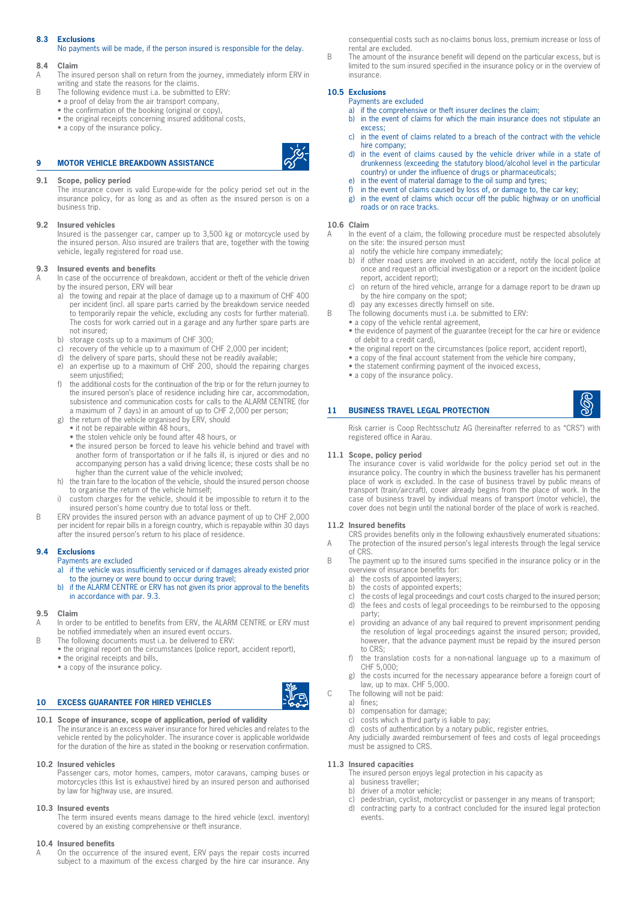### 8.3 Exclusions

No payments will be made, if the person insured is responsible for the delay.

### 8.4 Claim

A The insured person shall on return from the journey, immediately inform ERV in writing and state the reasons for the claims.

B The following evidence must i.a. be submitted to ERV:
- a proof of delay from the air transport company,
- the confirmation of the booking (original or copy),
- the original receipts concerning insured additional costs,
- a copy of the insurance policy.

## 9 MOTOR VEHICLE BREAKDOWN ASSISTANCE

### 9.1 Scope, policy period

The insurance cover is valid Europe-wide for the policy period set out in the insurance policy, for as long as and as often as the insured person is on a business trip.

### 9.2 Insured vehicles

Insured is the passenger car, camper up to 3,500 kg or motorcycle used by the insured person. Also insured are trailers that are, together with the towing vehicle, legally registered for road use.

### 9.3 Insured events and benefits

A In case of the occurrence of breakdown, accident or theft of the vehicle driven by the insured person, ERV will bear
a) the towing and repair at the place of damage up to a maximum of CHF 400 per incident (incl. all spare parts carried by the breakdown service needed to temporarily repair the vehicle, excluding any costs for further material). The costs for work carried out in a garage and any further spare parts are not insured;
b) storage costs up to a maximum of CHF 300;
c) recovery of the vehicle up to a maximum of CHF 2,000 per incident;
d) the delivery of spare parts, should these not be readily available;
e) an expertise up to a maximum of CHF 200, should the repairing charges seem unjustified;
f) the additional costs for the continuation of the trip or for the return journey to the insured person's place of residence including hire car, accommodation, subsistence and communication costs for calls to the ALARM CENTRE (for a maximum of 7 days) in an amount of up to CHF 2,000 per person;
g) the return of the vehicle organised by ERV, should
- it not be repairable within 48 hours,
- the stolen vehicle only be found after 48 hours, or
- the insured person be forced to leave his vehicle behind and travel with another form of transportation or if he falls ill, is injured or dies and no accompanying person has a valid driving licence; these costs shall be no higher than the current value of the vehicle involved;

h) the train fare to the location of the vehicle, should the insured person choose to organise the return of the vehicle himself;
i) custom charges for the vehicle, should it be impossible to return it to the insured person's home country due to total loss or theft.

B ERV provides the insured person with an advance payment of up to CHF 2,000 per incident for repair bills in a foreign country, which is repayable within 30 days after the insured person's return to his place of residence.

### 9.4 Exclusions

Payments are excluded
a) if the vehicle was insufficiently serviced or if damages already existed prior to the journey or were bound to occur during travel;
b) if the ALARM CENTRE or ERV has not given its prior approval to the benefits in accordance with par. 9.3.

### 9.5 Claim

A In order to be entitled to benefits from ERV, the ALARM CENTRE or ERV must be notified immediately when an insured event occurs.

B The following documents must i.a. be delivered to ERV:
- the original report on the circumstances (police report, accident report),
- the original receipts and bills,
- a copy of the insurance policy.

## 10 EXCESS GUARANTEE FOR HIRED VEHICLES

### 10.1 Scope of insurance, scope of application, period of validity

The insurance is an excess waiver insurance for hired vehicles and relates to the vehicle rented by the policyholder. The insurance cover is applicable worldwide for the duration of the hire as stated in the booking or reservation confirmation.

### 10.2 Insured vehicles

Passenger cars, motor homes, campers, motor caravans, camping buses or motorcycles (this list is exhaustive) hired by an insured person and authorised by law for highway use, are insured.

### 10.3 Insured events

The term insured events means damage to the hired vehicle (excl. inventory) covered by an existing comprehensive or theft insurance.

### 10.4 Insured benefits

A On the occurrence of the insured event, ERV pays the repair costs incurred subject to a maximum of the excess charged by the hire car insurance. Any consequential costs such as no-claims bonus loss, premium increase or loss of rental are excluded.

B The amount of the insurance benefit will depend on the particular excess, but is limited to the sum insured specified in the insurance policy or in the overview of insurance.

### 10.5 Exclusions

Payments are excluded
a) if the comprehensive or theft insurer declines the claim;
b) in the event of claims for which the main insurance does not stipulate an excess;
c) in the event of claims related to a breach of the contract with the vehicle hire company;
d) in the event of claims caused by the vehicle driver while in a state of drunkenness (exceeding the statutory blood/alcohol level in the particular country) or under the influence of drugs or pharmaceuticals;
e) in the event of material damage to the oil sump and tyres;
f) in the event of claims caused by loss of, or damage to, the car key;
g) in the event of claims which occur off the public highway or on unofficial roads or on race tracks.

### 10.6 Claim

A In the event of a claim, the following procedure must be respected absolutely on the site: the insured person must
a) notify the vehicle hire company immediately;
b) if other road users are involved in an accident, notify the local police at once and request an official investigation or a report on the incident (police report, accident report);
c) on return of the hired vehicle, arrange for a damage report to be drawn up by the hire company on the spot;
d) pay any excesses directly himself on site.

B The following documents must i.a. be submitted to ERV:
- a copy of the vehicle rental agreement,
- the evidence of payment of the guarantee (receipt for the car hire or evidence of debit to a credit card),
- the original report on the circumstances (police report, accident report),
- a copy of the final account statement from the vehicle hire company,
- the statement confirming payment of the invoiced excess,
- a copy of the insurance policy.

## 11 BUSINESS TRAVEL LEGAL PROTECTION

Risk carrier is Coop Rechtsschutz AG (hereinafter referred to as "CRS") with registered office in Aarau.

### 11.1 Scope, policy period

The insurance cover is valid worldwide for the policy period set out in the insurance policy. The country in which the business traveller has his permanent place of work is excluded. In the case of business travel by public means of transport (train/aircraft), cover already begins from the place of work. In the case of business travel by individual means of transport (motor vehicle), the cover does not begin until the national border of the place of work is reached.

### 11.2 Insured benefits

CRS provides benefits only in the following exhaustively enumerated situations:

A The protection of the insured person's legal interests through the legal service of CRS.

B The payment up to the insured sums specified in the insurance policy or in the overview of insurance benefits for:
a) the costs of appointed lawyers;
b) the costs of appointed experts;
c) the costs of legal proceedings and court costs charged to the insured person;
d) the fees and costs of legal proceedings to be reimbursed to the opposing party;
e) providing an advance of any bail required to prevent imprisonment pending the resolution of legal proceedings against the insured person; provided, however, that the advance payment must be repaid by the insured person to CRS;
f) the translation costs for a non-national language up to a maximum of CHF 5,000;
g) the costs incurred for the necessary appearance before a foreign court of law, up to max. CHF 5,000.

C The following will not be paid:
a) fines;
b) compensation for damage;
c) costs which a third party is liable to pay;
d) costs of authentication by a notary public, register entries.

Any judicially awarded reimbursement of fees and costs of legal proceedings must be assigned to CRS.

### 11.3 Insured capacities

The insured person enjoys legal protection in his capacity as
a) business traveller;
b) driver of a motor vehicle;
c) pedestrian, cyclist, motorcyclist or passenger in any means of transport;
d) contracting party to a contract concluded for the insured legal protection events.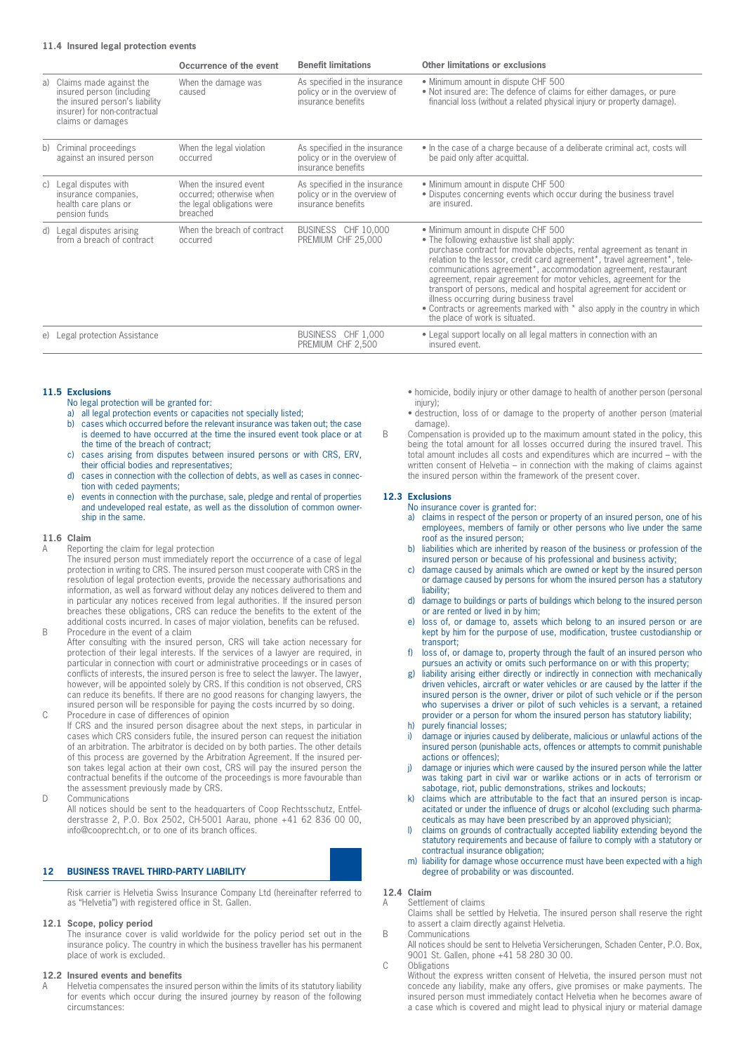### 11.4 Insured legal protection events

| | Occurrence of the event | Benefit limitations | Other limitations or exclusions |
|---|---|---|---|
| a) Claims made against the insured person (including the insured person's liability insurer) for non-contractual claims or damages | When the damage was caused | As specified in the insurance policy or in the overview of insurance benefits | • Minimum amount in dispute CHF 500<br>• Not insured are: The defence of claims for either damages, or pure financial loss (without a related physical injury or property damage). |
| b) Criminal proceedings against an insured person | When the legal violation occurred | As specified in the insurance policy or in the overview of insurance benefits | • In the case of a charge because of a deliberate criminal act, costs will be paid only after acquittal. |
| c) Legal disputes with insurance companies, health care plans or pension funds | When the insured event occurred; otherwise when the legal obligations were breached | As specified in the insurance policy or in the overview of insurance benefits | • Minimum amount in dispute CHF 500<br>• Disputes concerning events which occur during the business travel are insured. |
| d) Legal disputes arising from a breach of contract | When the breach of contract occurred | BUSINESS CHF 10,000<br>PREMIUM CHF 25,000 | • Minimum amount in dispute CHF 500<br>• The following exhaustive list shall apply: purchase contract for movable objects, rental agreement as tenant in relation to the lessor, credit card agreement*, travel agreement*, telecommunications agreement*, accommodation agreement, restaurant agreement, repair agreement for motor vehicles, agreement for the transport of persons, medical and hospital agreement for accident or illness occurring during business travel<br>• Contracts or agreements marked with * also apply in the country in which the place of work is situated. |
| e) Legal protection Assistance | | BUSINESS CHF 1,000<br>PREMIUM CHF 2,500 | • Legal support locally on all legal matters in connection with an insured event. |

### 11.5 Exclusions

No legal protection will be granted for:

a) all legal protection events or capacities not specially listed;
b) cases which occurred before the relevant insurance was taken out; the case is deemed to have occurred at the time the insured event took place or at the time of the breach of contract;
c) cases arising from disputes between insured persons or with CRS, ERV, their official bodies and representatives;
d) cases in connection with the collection of debts, as well as cases in connection with ceded payments;
e) events in connection with the purchase, sale, pledge and rental of properties and undeveloped real estate, as well as the dissolution of common ownership in the same.

### 11.6 Claim

A Reporting the claim for legal protection
The insured person must immediately report the occurrence of a case of legal protection in writing to CRS. The insured person must cooperate with CRS in the resolution of legal protection events, provide the necessary authorisations and information, as well as forward without delay any notices delivered to them and in particular any notices received from legal authorities. If the insured person breaches these obligations, CRS can reduce the benefits to the extent of the additional costs incurred. In cases of major violation, benefits can be refused.

B Procedure in the event of a claim
After consulting with the insured person, CRS will take action necessary for protection of their legal interests. If the services of a lawyer are required, in particular in connection with court or administrative proceedings or in cases of conflicts of interests, the insured person is free to select the lawyer. The lawyer, however, will be appointed solely by CRS. If this condition is not observed, CRS can reduce its benefits. If there are no good reasons for changing lawyers, the insured person will be responsible for paying the costs incurred by so doing.

C Procedure in case of differences of opinion
If CRS and the insured person disagree about the next steps, in particular in cases which CRS considers futile, the insured person can request the initiation of an arbitration. The arbitrator is decided on by both parties. The other details of this process are governed by the Arbitration Agreement. If the insured person takes legal action at their own cost, CRS will pay the insured person the contractual benefits if the outcome of the proceedings is more favourable than the assessment previously made by CRS.

D Communications
All notices should be sent to the headquarters of Coop Rechtsschutz, Entfelderstrasse 2, P.O. Box 2502, CH-5001 Aarau, phone +41 62 836 00 00, info@cooprecht.ch, or to one of its branch offices.

## 12 BUSINESS TRAVEL THIRD-PARTY LIABILITY

Risk carrier is Helvetia Swiss Insurance Company Ltd (hereinafter referred to as "Helvetia") with registered office in St. Gallen.

### 12.1 Scope, policy period

The insurance cover is valid worldwide for the policy period set out in the insurance policy. The country in which the business traveller has his permanent place of work is excluded.

### 12.2 Insured events and benefits

A Helvetia compensates the insured person within the limits of its statutory liability for events which occur during the insured journey by reason of the following circumstances:

- homicide, bodily injury or other damage to health of another person (personal injury);
- destruction, loss of or damage to the property of another person (material damage).

B Compensation is provided up to the maximum amount stated in the policy, this being the total amount for all losses occurred during the insured travel. This total amount includes all costs and expenditures which are incurred – with the written consent of Helvetia – in connection with the making of claims against the insured person within the framework of the present cover.

### 12.3 Exclusions

No insurance cover is granted for:

a) claims in respect of the person or property of an insured person, one of his employees, members of family or other persons who live under the same roof as the insured person;
b) liabilities which are inherited by reason of the business or profession of the insured person or because of his professional and business activity;
c) damage caused by animals which are owned or kept by the insured person or damage caused by persons for whom the insured person has a statutory liability;
d) damage to buildings or parts of buildings which belong to the insured person or are rented or lived in by him;
e) loss of, or damage to, assets which belong to an insured person or are kept by him for the purpose of use, modification, trustee custodianship or transport;
f) loss of, or damage to, property through the fault of an insured person who pursues an activity or omits such performance on or with this property;
g) liability arising either directly or indirectly in connection with mechanically driven vehicles, aircraft or water vehicles or are caused by the latter if the insured person is the owner, driver or pilot of such vehicle or if the person who supervises a driver or pilot of such vehicles is a servant, a retained provider or a person for whom the insured person has statutory liability;
h) purely financial losses;
i) damage or injuries caused by deliberate, malicious or unlawful actions of the insured person (punishable acts, offences or attempts to commit punishable actions or offences);
j) damage or injuries which were caused by the insured person while the latter was taking part in civil war or warlike actions or in acts of terrorism or sabotage, riot, public demonstrations, strikes and lockouts;
k) claims which are attributable to the fact that an insured person is incapacitated or under the influence of drugs or alcohol (excluding such pharmaceuticals as may have been prescribed by an approved physician);
l) claims on grounds of contractually accepted liability extending beyond the statutory requirements and because of failure to comply with a statutory or contractual insurance obligation;
m) liability for damage whose occurrence must have been expected with a high degree of probability or was discounted.

### 12.4 Claim

A Settlement of claims
Claims shall be settled by Helvetia. The insured person shall reserve the right to assert a claim directly against Helvetia.

B Communications
All notices should be sent to Helvetia Versicherungen, Schaden Center, P.O. Box, 9001 St. Gallen, phone +41 58 280 30 00.

C Obligations
Without the express written consent of Helvetia, the insured person must not concede any liability, make any offers, give promises or make payments. The insured person must immediately contact Helvetia when he becomes aware of a case which is covered and might lead to physical injury or material damage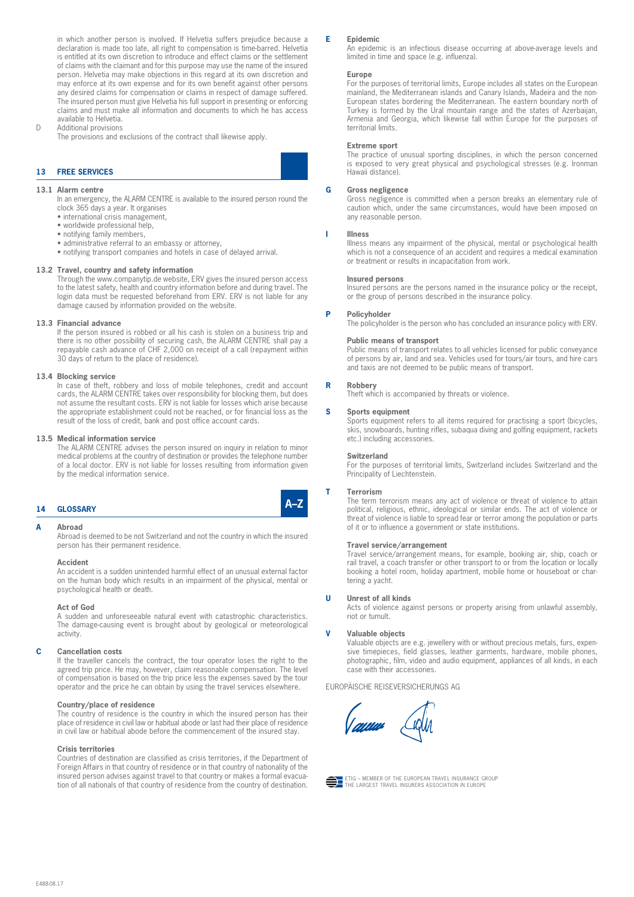in which another person is involved. If Helvetia suffers prejudice because a declaration is made too late, all right to compensation is time-barred. Helvetia is entitled at its own discretion to introduce and effect claims or the settlement of claims with the claimant and for this purpose may use the name of the insured person. Helvetia may make objections in this regard at its own discretion and may enforce at its own expense and for its own benefit against other persons any desired claims for compensation or claims in respect of damage suffered. The insured person must give Helvetia his full support in presenting or enforcing claims and must make all information and documents to which he has access available to Helvetia.

D Additional provisions
The provisions and exclusions of the contract shall likewise apply.

## 13 FREE SERVICES

### 13.1 Alarm centre

In an emergency, the ALARM CENTRE is available to the insured person round the clock 365 days a year. It organises

- international crisis management,
- worldwide professional help,
- notifying family members,
- administrative referral to an embassy or attorney,
- notifying transport companies and hotels in case of delayed arrival.

### 13.2 Travel, country and safety information

Through the www.companytip.de website, ERV gives the insured person access to the latest safety, health and country information before and during travel. The login data must be requested beforehand from ERV. ERV is not liable for any damage caused by information provided on the website.

### 13.3 Financial advance

If the person insured is robbed or all his cash is stolen on a business trip and there is no other possibility of securing cash, the ALARM CENTRE shall pay a repayable cash advance of CHF 2,000 on receipt of a call (repayment within 30 days of return to the place of residence).

### 13.4 Blocking service

In case of theft, robbery and loss of mobile telephones, credit and account cards, the ALARM CENTRE takes over responsibility for blocking them, but does not assume the resultant costs. ERV is not liable for losses which arise because the appropriate establishment could not be reached, or for financial loss as the result of the loss of credit, bank and post office account cards.

### 13.5 Medical information service

The ALARM CENTRE advises the person insured on inquiry in relation to minor medical problems at the country of destination or provides the telephone number of a local doctor. ERV is not liable for losses resulting from information given by the medical information service.

## 14 GLOSSARY

A–Z

**A**

**Abroad**
Abroad is deemed to be not Switzerland and not the country in which the insured person has their permanent residence.

**Accident**
An accident is a sudden unintended harmful effect of an unusual external factor on the human body which results in an impairment of the physical, mental or psychological health or death.

**Act of God**
A sudden and unforeseeable natural event with catastrophic characteristics. The damage-causing event is brought about by geological or meteorological activity.

**C**

**Cancellation costs**
If the traveller cancels the contract, the tour operator loses the right to the agreed trip price. He may, however, claim reasonable compensation. The level of compensation is based on the trip price less the expenses saved by the tour operator and the price he can obtain by using the travel services elsewhere.

**Country/place of residence**
The country of residence is the country in which the insured person has their place of residence in civil law or habitual abode or last had their place of residence in civil law or habitual abode before the commencement of the insured stay.

**Crisis territories**
Countries of destination are classified as crisis territories, if the Department of Foreign Affairs in that country of residence or in that country of nationality of the insured person advises against travel to that country or makes a formal evacuation of all nationals of that country of residence from the country of destination.

**E**

**Epidemic**
An epidemic is an infectious disease occurring at above-average levels and limited in time and space (e.g. influenza).

**Europe**
For the purposes of territorial limits, Europe includes all states on the European mainland, the Mediterranean islands and Canary Islands, Madeira and the non-European states bordering the Mediterranean. The eastern boundary north of Turkey is formed by the Ural mountain range and the states of Azerbaijan, Armenia and Georgia, which likewise fall within Europe for the purposes of territorial limits.

**Extreme sport**
The practice of unusual sporting disciplines, in which the person concerned is exposed to very great physical and psychological stresses (e.g. Ironman Hawaii distance).

**G**

**Gross negligence**
Gross negligence is committed when a person breaks an elementary rule of caution which, under the same circumstances, would have been imposed on any reasonable person.

**I**

**Illness**
Illness means any impairment of the physical, mental or psychological health which is not a consequence of an accident and requires a medical examination or treatment or results in incapacitation from work.

**Insured persons**
Insured persons are the persons named in the insurance policy or the receipt, or the group of persons described in the insurance policy.

**P**

**Policyholder**
The policyholder is the person who has concluded an insurance policy with ERV.

**Public means of transport**
Public means of transport relates to all vehicles licensed for public conveyance of persons by air, land and sea. Vehicles used for tours/air tours, and hire cars and taxis are not deemed to be public means of transport.

**R**

**Robbery**
Theft which is accompanied by threats or violence.

**S**

**Sports equipment**
Sports equipment refers to all items required for practising a sport (bicycles, skis, snowboards, hunting rifles, subaqua diving and golfing equipment, rackets etc.) including accessories.

**Switzerland**
For the purposes of territorial limits, Switzerland includes Switzerland and the Principality of Liechtenstein.

**T**

**Terrorism**
The term terrorism means any act of violence or threat of violence to attain political, religious, ethnic, ideological or similar ends. The act of violence or threat of violence is liable to spread fear or terror among the population or parts of it or to influence a government or state institutions.

**Travel service/arrangement**
Travel service/arrangement means, for example, booking air, ship, coach or rail travel, a coach transfer or other transport to or from the location or locally booking a hotel room, holiday apartment, mobile home or houseboat or chartering a yacht.

**U**

**Unrest of all kinds**
Acts of violence against persons or property arising from unlawful assembly, riot or tumult.

**V**

**Valuable objects**
Valuable objects are e.g. jewellery with or without precious metals, furs, expensive timepieces, field glasses, leather garments, hardware, mobile phones, photographic, film, video and audio equipment, appliances of all kinds, in each case with their accessories.

EUROPÄISCHE REISEVERSICHERUNGS AG

ETIG – MEMBER OF THE EUROPEAN TRAVEL INSURANCE GROUP
THE LARGEST TRAVEL INSURERS ASSOCIATION IN EUROPE

E488-08.17